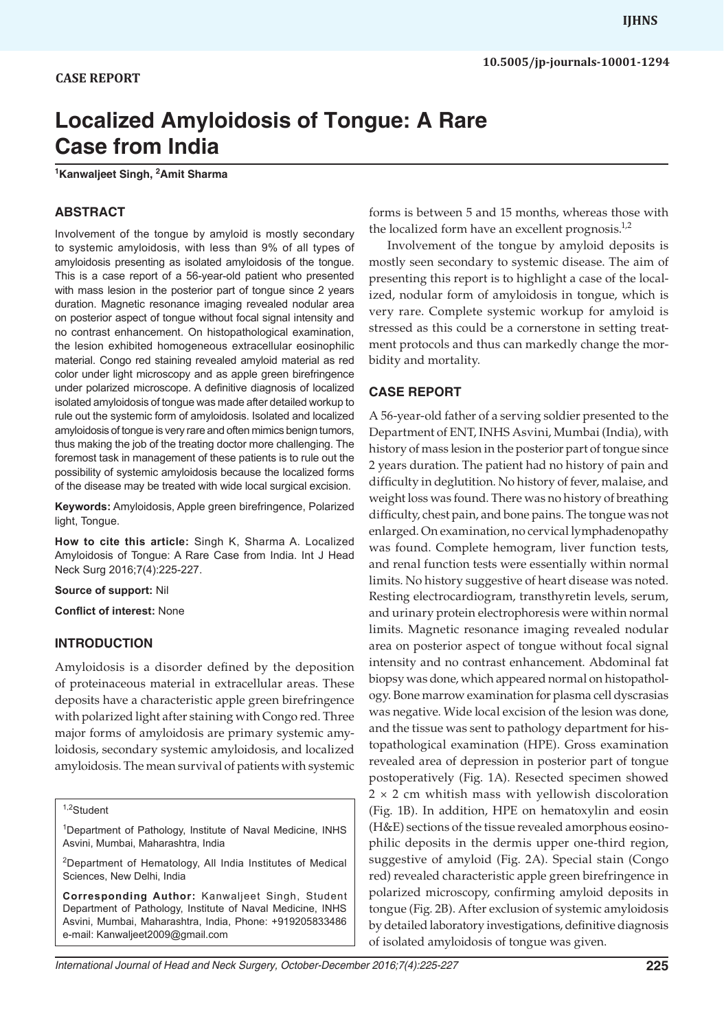CASE REPORT

# Localized Amyloidosis of Tongue: A Rare Case from India

[1]Kanwaljeet Singh, [2]Amit Sharma

## ABSTRACT

Involvement of the tongue by amyloid is mostly secondary to systemic amyloidosis, with less than 9% of all types of amyloidosis presenting as isolated amyloidosis of the tongue. This is a case report of a 56-year-old patient who presented with mass lesion in the posterior part of tongue since 2 years duration. Magnetic resonance imaging revealed nodular area on posterior aspect of tongue without focal signal intensity and no contrast enhancement. On histopathological examination, the lesion exhibited homogeneous extracellular eosinophilic material. Congo red staining revealed amyloid material as red color under light microscopy and as apple green birefringence under polarized microscope. A definitive diagnosis of localized isolated amyloidosis of tongue was made after detailed workup to rule out the systemic form of amyloidosis. Isolated and localized amyloidosis of tongue is very rare and often mimics benign tumors, thus making the job of the treating doctor more challenging. The foremost task in management of these patients is to rule out the possibility of systemic amyloidosis because the localized forms of the disease may be treated with wide local surgical excision.

**Keywords:** Amyloidosis, Apple green birefringence, Polarized light, Tongue.

**How to cite this article:** Singh K, Sharma A. Localized Amyloidosis of Tongue: A Rare Case from India. Int J Head Neck Surg 2016;7(4):225-227.

**Source of support:** Nil

**Conflict of interest:** None

## INTRODUCTION

Amyloidosis is a disorder defined by the deposition of proteinaceous material in extracellular areas. These deposits have a characteristic apple green birefringence with polarized light after staining with Congo red. Three major forms of amyloidosis are primary systemic amyloidosis, secondary systemic amyloidosis, and localized amyloidosis. The mean survival of patients with systemic forms is between 5 and 15 months, whereas those with the localized form have an excellent prognosis.[1,2]

Involvement of the tongue by amyloid deposits is mostly seen secondary to systemic disease. The aim of presenting this report is to highlight a case of the localized, nodular form of amyloidosis in tongue, which is very rare. Complete systemic workup for amyloid is stressed as this could be a cornerstone in setting treatment protocols and thus can markedly change the morbidity and mortality.

## CASE REPORT

A 56-year-old father of a serving soldier presented to the Department of ENT, INHS Asvini, Mumbai (India), with history of mass lesion in the posterior part of tongue since 2 years duration. The patient had no history of pain and difficulty in deglutition. No history of fever, malaise, and weight loss was found. There was no history of breathing difficulty, chest pain, and bone pains. The tongue was not enlarged. On examination, no cervical lymphadenopathy was found. Complete hemogram, liver function tests, and renal function tests were essentially within normal limits. No history suggestive of heart disease was noted. Resting electrocardiogram, transthyretin levels, serum, and urinary protein electrophoresis were within normal limits. Magnetic resonance imaging revealed nodular area on posterior aspect of tongue without focal signal intensity and no contrast enhancement. Abdominal fat biopsy was done, which appeared normal on histopathology. Bone marrow examination for plasma cell dyscrasias was negative. Wide local excision of the lesion was done, and the tissue was sent to pathology department for histopathological examination (HPE). Gross examination revealed area of depression in posterior part of tongue postoperatively (Fig. 1A). Resected specimen showed 2 × 2 cm whitish mass with yellowish discoloration (Fig. 1B). In addition, HPE on hematoxylin and eosin (H&E) sections of the tissue revealed amorphous eosinophilic deposits in the dermis upper one-third region, suggestive of amyloid (Fig. 2A). Special stain (Congo red) revealed characteristic apple green birefringence in polarized microscopy, confirming amyloid deposits in tongue (Fig. 2B). After exclusion of systemic amyloidosis by detailed laboratory investigations, definitive diagnosis of isolated amyloidosis of tongue was given.

[1,2]Student

[1]Department of Pathology, Institute of Naval Medicine, INHS Asvini, Mumbai, Maharashtra, India

[2]Department of Hematology, All India Institutes of Medical Sciences, New Delhi, India

**Corresponding Author:** Kanwaljeet Singh, Student Department of Pathology, Institute of Naval Medicine, INHS Asvini, Mumbai, Maharashtra, India, Phone: +919205833486 e-mail: Kanwaljeet2009@gmail.com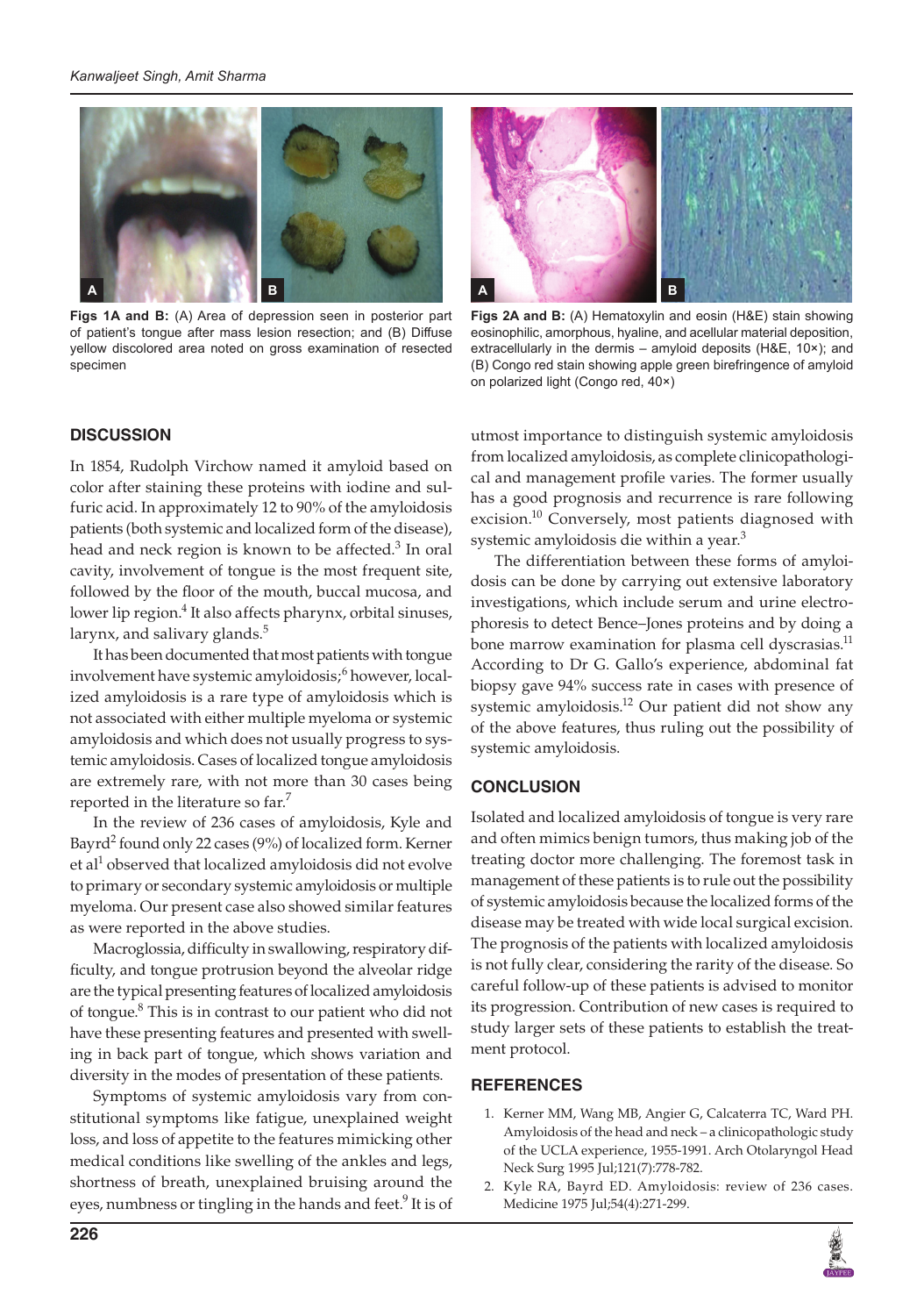**Figs 1A and B:** (A) Area of depression seen in posterior part of patient's tongue after mass lesion resection; and (B) Diffuse yellow discolored area noted on gross examination of resected specimen

**Figs 2A and B:** (A) Hematoxylin and eosin (H&E) stain showing eosinophilic, amorphous, hyaline, and acellular material deposition, extracellularly in the dermis – amyloid deposits (H&E, 10×); and (B) Congo red stain showing apple green birefringence of amyloid on polarized light (Congo red, 40×)

## DISCUSSION

In 1854, Rudolph Virchow named it amyloid based on color after staining these proteins with iodine and sulfuric acid. In approximately 12 to 90% of the amyloidosis patients (both systemic and localized form of the disease), head and neck region is known to be affected.[3] In oral cavity, involvement of tongue is the most frequent site, followed by the floor of the mouth, buccal mucosa, and lower lip region.[4] It also affects pharynx, orbital sinuses, larynx, and salivary glands.[5]

It has been documented that most patients with tongue involvement have systemic amyloidosis;[6] however, localized amyloidosis is a rare type of amyloidosis which is not associated with either multiple myeloma or systemic amyloidosis and which does not usually progress to systemic amyloidosis. Cases of localized tongue amyloidosis are extremely rare, with not more than 30 cases being reported in the literature so far.[7]

In the review of 236 cases of amyloidosis, Kyle and Bayrd[2] found only 22 cases (9%) of localized form. Kerner et al[1] observed that localized amyloidosis did not evolve to primary or secondary systemic amyloidosis or multiple myeloma. Our present case also showed similar features as were reported in the above studies.

Macroglossia, difficulty in swallowing, respiratory difficulty, and tongue protrusion beyond the alveolar ridge are the typical presenting features of localized amyloidosis of tongue.[8] This is in contrast to our patient who did not have these presenting features and presented with swelling in back part of tongue, which shows variation and diversity in the modes of presentation of these patients.

Symptoms of systemic amyloidosis vary from constitutional symptoms like fatigue, unexplained weight loss, and loss of appetite to the features mimicking other medical conditions like swelling of the ankles and legs, shortness of breath, unexplained bruising around the eyes, numbness or tingling in the hands and feet.[9] It is of utmost importance to distinguish systemic amyloidosis from localized amyloidosis, as complete clinicopathological and management profile varies. The former usually has a good prognosis and recurrence is rare following excision.[10] Conversely, most patients diagnosed with systemic amyloidosis die within a year.[3]

The differentiation between these forms of amyloidosis can be done by carrying out extensive laboratory investigations, which include serum and urine electrophoresis to detect Bence–Jones proteins and by doing a bone marrow examination for plasma cell dyscrasias.[11] According to Dr G. Gallo's experience, abdominal fat biopsy gave 94% success rate in cases with presence of systemic amyloidosis.[12] Our patient did not show any of the above features, thus ruling out the possibility of systemic amyloidosis.

## CONCLUSION

Isolated and localized amyloidosis of tongue is very rare and often mimics benign tumors, thus making job of the treating doctor more challenging. The foremost task in management of these patients is to rule out the possibility of systemic amyloidosis because the localized forms of the disease may be treated with wide local surgical excision. The prognosis of the patients with localized amyloidosis is not fully clear, considering the rarity of the disease. So careful follow-up of these patients is advised to monitor its progression. Contribution of new cases is required to study larger sets of these patients to establish the treatment protocol.

## REFERENCES

1. Kerner MM, Wang MB, Angier G, Calcaterra TC, Ward PH. Amyloidosis of the head and neck – a clinicopathologic study of the UCLA experience, 1955-1991. Arch Otolaryngol Head Neck Surg 1995 Jul;121(7):778-782.
2. Kyle RA, Bayrd ED. Amyloidosis: review of 236 cases. Medicine 1975 Jul;54(4):271-299.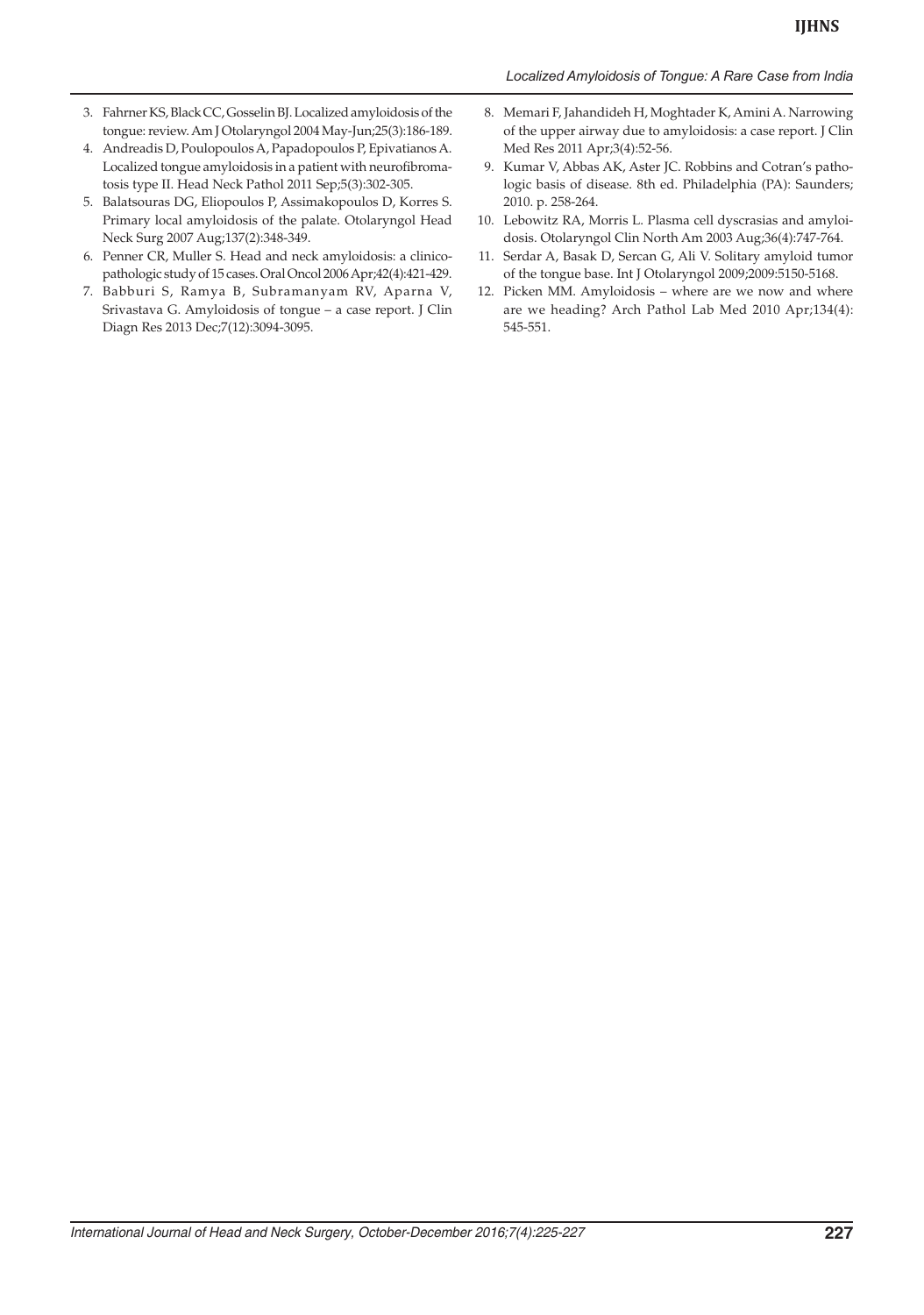3. Fahrner KS, Black CC, Gosselin BJ. Localized amyloidosis of the tongue: review. Am J Otolaryngol 2004 May-Jun;25(3):186-189.
4. Andreadis D, Poulopoulos A, Papadopoulos P, Epivatianos A. Localized tongue amyloidosis in a patient with neurofibromatosis type II. Head Neck Pathol 2011 Sep;5(3):302-305.
5. Balatsouras DG, Eliopoulos P, Assimakopoulos D, Korres S. Primary local amyloidosis of the palate. Otolaryngol Head Neck Surg 2007 Aug;137(2):348-349.
6. Penner CR, Muller S. Head and neck amyloidosis: a clinicopathologic study of 15 cases. Oral Oncol 2006 Apr;42(4):421-429.
7. Babburi S, Ramya B, Subramanyam RV, Aparna V, Srivastava G. Amyloidosis of tongue – a case report. J Clin Diagn Res 2013 Dec;7(12):3094-3095.
8. Memari F, Jahandideh H, Moghtader K, Amini A. Narrowing of the upper airway due to amyloidosis: a case report. J Clin Med Res 2011 Apr;3(4):52-56.
9. Kumar V, Abbas AK, Aster JC. Robbins and Cotran's pathologic basis of disease. 8th ed. Philadelphia (PA): Saunders; 2010. p. 258-264.
10. Lebowitz RA, Morris L. Plasma cell dyscrasias and amyloidosis. Otolaryngol Clin North Am 2003 Aug;36(4):747-764.
11. Serdar A, Basak D, Sercan G, Ali V. Solitary amyloid tumor of the tongue base. Int J Otolaryngol 2009;2009:5150-5168.
12. Picken MM. Amyloidosis – where are we now and where are we heading? Arch Pathol Lab Med 2010 Apr;134(4): 545-551.